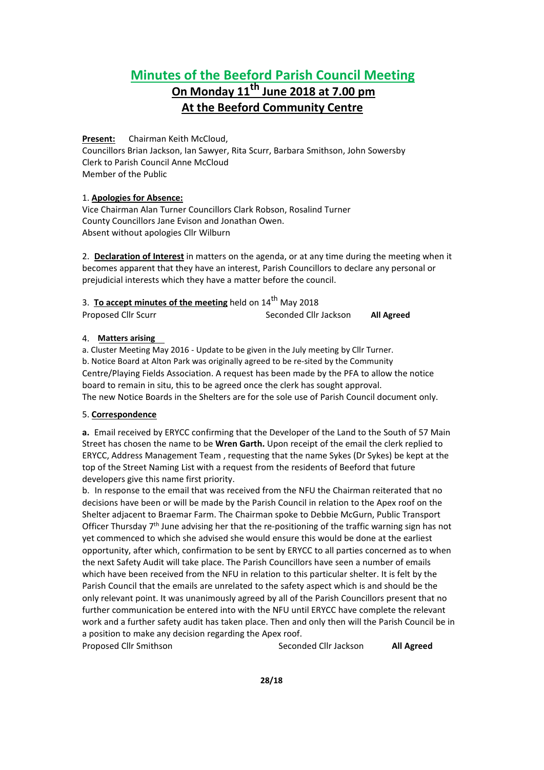# Minutes of the Beeford Parish Council Meeting

## On Monday 11th June 2018 at 7.00 pm

## At the Beeford Community Centre

**Present:** Chairman Keith McCloud,
Councillors Brian Jackson, Ian Sawyer, Rita Scurr, Barbara Smithson, John Sowersby
Clerk to Parish Council Anne McCloud
Member of the Public

1. **Apologies for Absence:**
Vice Chairman Alan Turner Councillors Clark Robson, Rosalind Turner
County Councillors Jane Evison and Jonathan Owen.
Absent without apologies Cllr Wilburn

2. **Declaration of Interest** in matters on the agenda, or at any time during the meeting when it becomes apparent that they have an interest, Parish Councillors to declare any personal or prejudicial interests which they have a matter before the council.

3. **To accept minutes of the meeting** held on 14th May 2018
Proposed Cllr Scurr Seconded Cllr Jackson **All Agreed**

4. **Matters arising**
a. Cluster Meeting May 2016 - Update to be given in the July meeting by Cllr Turner.
b. Notice Board at Alton Park was originally agreed to be re-sited by the Community Centre/Playing Fields Association. A request has been made by the PFA to allow the notice board to remain in situ, this to be agreed once the clerk has sought approval.
The new Notice Boards in the Shelters are for the sole use of Parish Council document only.

5. **Correspondence**

**a.** Email received by ERYCC confirming that the Developer of the Land to the South of 57 Main Street has chosen the name to be **Wren Garth.** Upon receipt of the email the clerk replied to ERYCC, Address Management Team , requesting that the name Sykes (Dr Sykes) be kept at the top of the Street Naming List with a request from the residents of Beeford that future developers give this name first priority.

b. In response to the email that was received from the NFU the Chairman reiterated that no decisions have been or will be made by the Parish Council in relation to the Apex roof on the Shelter adjacent to Braemar Farm. The Chairman spoke to Debbie McGurn, Public Transport Officer Thursday 7th June advising her that the re-positioning of the traffic warning sign has not yet commenced to which she advised she would ensure this would be done at the earliest opportunity, after which, confirmation to be sent by ERYCC to all parties concerned as to when the next Safety Audit will take place. The Parish Councillors have seen a number of emails which have been received from the NFU in relation to this particular shelter. It is felt by the Parish Council that the emails are unrelated to the safety aspect which is and should be the only relevant point. It was unanimously agreed by all of the Parish Councillors present that no further communication be entered into with the NFU until ERYCC have complete the relevant work and a further safety audit has taken place. Then and only then will the Parish Council be in a position to make any decision regarding the Apex roof.
Proposed Cllr Smithson Seconded Cllr Jackson **All Agreed**

**28/18**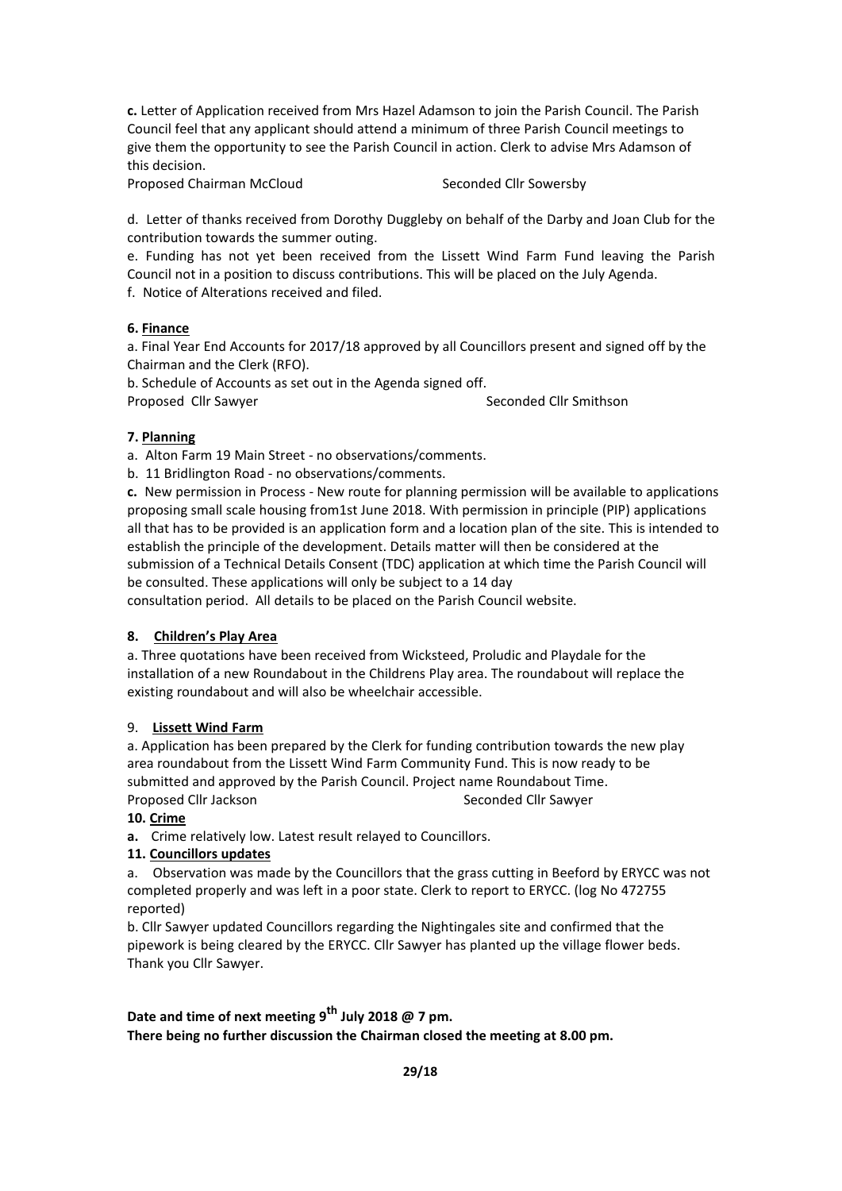**c.** Letter of Application received from Mrs Hazel Adamson to join the Parish Council. The Parish Council feel that any applicant should attend a minimum of three Parish Council meetings to give them the opportunity to see the Parish Council in action. Clerk to advise Mrs Adamson of this decision.

Proposed Chairman McCloud Seconded Cllr Sowersby

d. Letter of thanks received from Dorothy Duggleby on behalf of the Darby and Joan Club for the contribution towards the summer outing.

e. Funding has not yet been received from the Lissett Wind Farm Fund leaving the Parish Council not in a position to discuss contributions. This will be placed on the July Agenda.

f. Notice of Alterations received and filed.

**6. Finance**

a. Final Year End Accounts for 2017/18 approved by all Councillors present and signed off by the Chairman and the Clerk (RFO).

b. Schedule of Accounts as set out in the Agenda signed off.

Proposed Cllr Sawyer Seconded Cllr Smithson

**7. Planning**

a. Alton Farm 19 Main Street - no observations/comments.

b. 11 Bridlington Road - no observations/comments.

**c.** New permission in Process - New route for planning permission will be available to applications proposing small scale housing from1st June 2018. With permission in principle (PIP) applications all that has to be provided is an application form and a location plan of the site. This is intended to establish the principle of the development. Details matter will then be considered at the submission of a Technical Details Consent (TDC) application at which time the Parish Council will be consulted. These applications will only be subject to a 14 day consultation period. All details to be placed on the Parish Council website.

**8. Children's Play Area**

a. Three quotations have been received from Wicksteed, Proludic and Playdale for the installation of a new Roundabout in the Childrens Play area. The roundabout will replace the existing roundabout and will also be wheelchair accessible.

9. **Lissett Wind Farm**

a. Application has been prepared by the Clerk for funding contribution towards the new play area roundabout from the Lissett Wind Farm Community Fund. This is now ready to be submitted and approved by the Parish Council. Project name Roundabout Time.

Proposed Cllr Jackson Seconded Cllr Sawyer

**10. Crime**

**a.** Crime relatively low. Latest result relayed to Councillors.

**11. Councillors updates**

a. Observation was made by the Councillors that the grass cutting in Beeford by ERYCC was not completed properly and was left in a poor state. Clerk to report to ERYCC. (log No 472755 reported)

b. Cllr Sawyer updated Councillors regarding the Nightingales site and confirmed that the pipework is being cleared by the ERYCC. Cllr Sawyer has planted up the village flower beds. Thank you Cllr Sawyer.

**Date and time of next meeting 9th July 2018 @ 7 pm.**

**There being no further discussion the Chairman closed the meeting at 8.00 pm.**

**29/18**